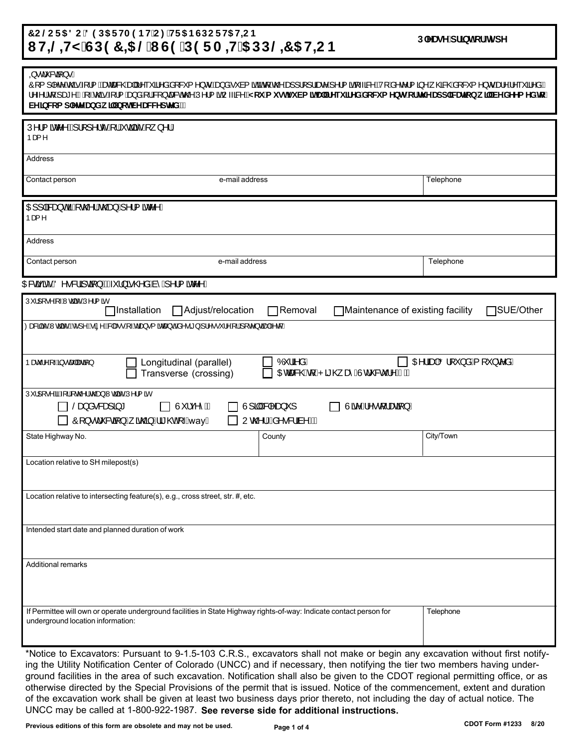# COLORADO DEPARTMENT OF TRANSPORTATION
# UTILITY/SPECIAL USE PERMIT APPLICATION

Please print or type

**Instructions**

Complete this form, attach all required documents, and submit to the appropriate permit office. To determine which documents are required, refer to page 3 of this form and/or contact the Permit Office. **You must submit all required documents or the application will be deemed to be incomplete and will not be accepted.**

**Permittee (property or utility owner)**

| | | |
|---|---|---|
| Name | | |
| Address | | |
| Contact person | e-mail address | Telephone |

**Applicant (if other than permittee)**

| | | |
|---|---|---|
| Name | | |
| Address | | |
| Contact person | e-mail address | Telephone |

**Activity Description (furnished by permittee)**

Purpose of Utility Permit

☐ Installation ☐ Adjust/relocation ☐ Removal ☐ Maintenance of existing facility ☐ SUE/Other

Facility/Utility type, size, cells of transmittant (e.g., pressure or potential, etc.)

Nature of installation

☐ Longitudinal (parallel) ☐ Transverse (crossing)

☐ Buried ☐ Attach to Highway Structure ☐ Aerial/ground mounted

Purpose if other than Utility Permit

☐ Landscaping ☐ Survey ☐ Spill cleanup ☐ Site restoration

☐ Construction within right of way ☐ Other (describe)

| | | |
|---|---|---|
| State Highway No. | County | City/Town |
| Location relative to SH milepost(s) | | |
| Location relative to intersecting feature(s), e.g., cross street, str. #, etc. | | |
| Intended start date and planned duration of work | | |
| Additional remarks | | |
| If Permittee will own or operate underground facilities in State Highway rights-of-way: Indicate contact person for underground location information: | | Telephone |

*Notice to Excavators: Pursuant to 9-1.5-103 C.R.S., excavators shall not make or begin any excavation without first notifying the Utility Notification Center of Colorado (UNCC) and if necessary, then notifying the tier two members having underground facilities in the area of such excavation. Notification shall also be given to the CDOT regional permitting office, or as otherwise directed by the Special Provisions of the permit that is issued. Notice of the commencement, extent and duration of the excavation work shall be given at least two business days prior thereto, not including the day of actual notice. The UNCC may be called at 1-800-922-1987. **See reverse side for additional instructions.**

**Previous editions of this form are obsolete and may not be used.**

**CDOT Form #1233 8/20**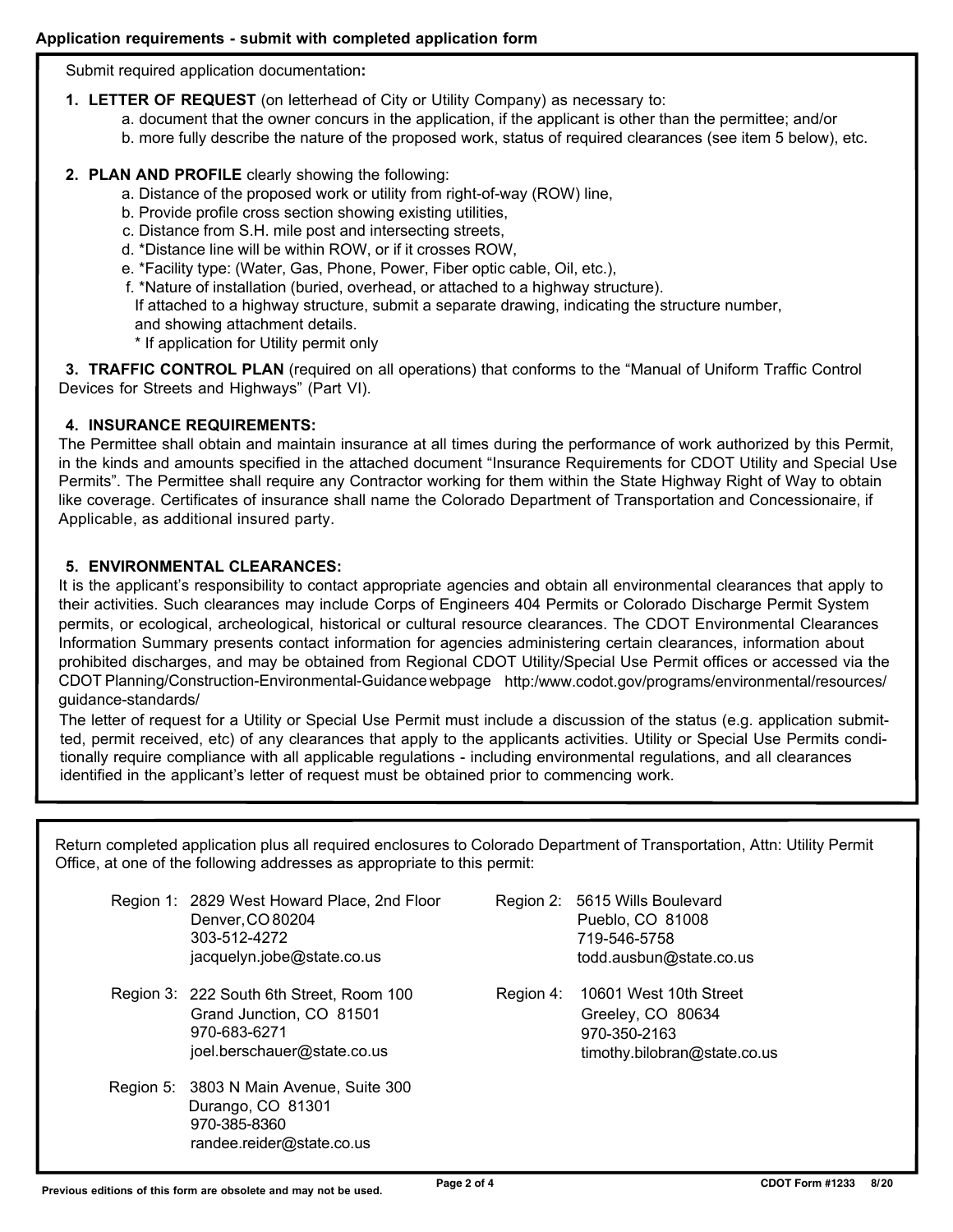**Application requirements - submit with completed application form**

Submit required application documentation**:**

**1. LETTER OF REQUEST** (on letterhead of City or Utility Company) as necessary to:

a. document that the owner concurs in the application, if the applicant is other than the permittee; and/or

b. more fully describe the nature of the proposed work, status of required clearances (see item 5 below), etc.

**2. PLAN AND PROFILE** clearly showing the following:

a. Distance of the proposed work or utility from right-of-way (ROW) line,

b. Provide profile cross section showing existing utilities,

c. Distance from S.H. mile post and intersecting streets,

d. *Distance line will be within ROW, or if it crosses ROW,

e. *Facility type: (Water, Gas, Phone, Power, Fiber optic cable, Oil, etc.),

f. *Nature of installation (buried, overhead, or attached to a highway structure). If attached to a highway structure, submit a separate drawing, indicating the structure number, and showing attachment details.

\* If application for Utility permit only

**3. TRAFFIC CONTROL PLAN** (required on all operations) that conforms to the "Manual of Uniform Traffic Control Devices for Streets and Highways" (Part VI).

**4. INSURANCE REQUIREMENTS:**

The Permittee shall obtain and maintain insurance at all times during the performance of work authorized by this Permit, in the kinds and amounts specified in the attached document "Insurance Requirements for CDOT Utility and Special Use Permits". The Permittee shall require any Contractor working for them within the State Highway Right of Way to obtain like coverage. Certificates of insurance shall name the Colorado Department of Transportation and Concessionaire, if Applicable, as additional insured party.

**5. ENVIRONMENTAL CLEARANCES:**

It is the applicant's responsibility to contact appropriate agencies and obtain all environmental clearances that apply to their activities. Such clearances may include Corps of Engineers 404 Permits or Colorado Discharge Permit System permits, or ecological, archeological, historical or cultural resource clearances. The CDOT Environmental Clearances Information Summary presents contact information for agencies administering certain clearances, information about prohibited discharges, and may be obtained from Regional CDOT Utility/Special Use Permit offices or accessed via the CDOT Planning/Construction-Environmental-Guidance webpage http:/www.codot.gov/programs/environmental/resources/guidance-standards/

The letter of request for a Utility or Special Use Permit must include a discussion of the status (e.g. application submitted, permit received, etc) of any clearances that apply to the applicants activities. Utility or Special Use Permits conditionally require compliance with all applicable regulations - including environmental regulations, and all clearances identified in the applicant's letter of request must be obtained prior to commencing work.

Return completed application plus all required enclosures to Colorado Department of Transportation, Attn: Utility Permit Office, at one of the following addresses as appropriate to this permit:

Region 1: 2829 West Howard Place, 2nd Floor
Denver, CO 80204
303-512-4272
jacquelyn.jobe@state.co.us

Region 2: 5615 Wills Boulevard
Pueblo, CO 81008
719-546-5758
todd.ausbun@state.co.us

Region 3: 222 South 6th Street, Room 100
Grand Junction, CO 81501
970-683-6271
joel.berschauer@state.co.us

Region 4: 10601 West 10th Street
Greeley, CO 80634
970-350-2163
timothy.bilobran@state.co.us

Region 5: 3803 N Main Avenue, Suite 300
Durango, CO 81301
970-385-8360
randee.reider@state.co.us

Previous editions of this form are obsolete and may not be used.

CDOT Form #1233 8/20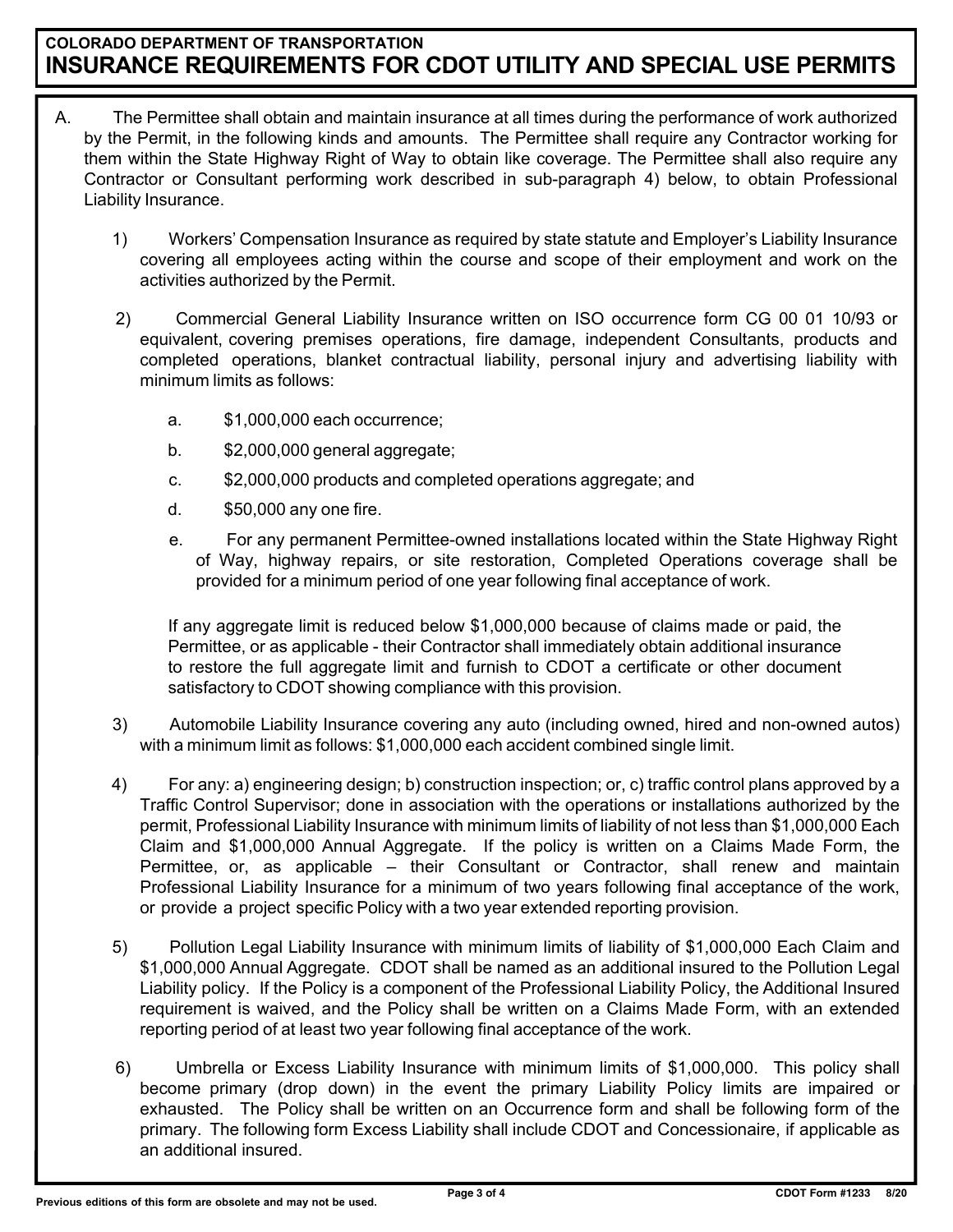**COLORADO DEPARTMENT OF TRANSPORTATION**

# INSURANCE REQUIREMENTS FOR CDOT UTILITY AND SPECIAL USE PERMITS

A. The Permittee shall obtain and maintain insurance at all times during the performance of work authorized by the Permit, in the following kinds and amounts. The Permittee shall require any Contractor working for them within the State Highway Right of Way to obtain like coverage. The Permittee shall also require any Contractor or Consultant performing work described in sub-paragraph 4) below, to obtain Professional Liability Insurance.

1) Workers' Compensation Insurance as required by state statute and Employer's Liability Insurance covering all employees acting within the course and scope of their employment and work on the activities authorized by the Permit.

2) Commercial General Liability Insurance written on ISO occurrence form CG 00 01 10/93 or equivalent, covering premises operations, fire damage, independent Consultants, products and completed operations, blanket contractual liability, personal injury and advertising liability with minimum limits as follows:

   a. $1,000,000 each occurrence;

   b. $2,000,000 general aggregate;

   c. $2,000,000 products and completed operations aggregate; and

   d. $50,000 any one fire.

   e. For any permanent Permittee-owned installations located within the State Highway Right of Way, highway repairs, or site restoration, Completed Operations coverage shall be provided for a minimum period of one year following final acceptance of work.

   If any aggregate limit is reduced below $1,000,000 because of claims made or paid, the Permittee, or as applicable - their Contractor shall immediately obtain additional insurance to restore the full aggregate limit and furnish to CDOT a certificate or other document satisfactory to CDOT showing compliance with this provision.

3) Automobile Liability Insurance covering any auto (including owned, hired and non-owned autos) with a minimum limit as follows: $1,000,000 each accident combined single limit.

4) For any: a) engineering design; b) construction inspection; or, c) traffic control plans approved by a Traffic Control Supervisor; done in association with the operations or installations authorized by the permit, Professional Liability Insurance with minimum limits of liability of not less than $1,000,000 Each Claim and $1,000,000 Annual Aggregate. If the policy is written on a Claims Made Form, the Permittee, or, as applicable – their Consultant or Contractor, shall renew and maintain Professional Liability Insurance for a minimum of two years following final acceptance of the work, or provide a project specific Policy with a two year extended reporting provision.

5) Pollution Legal Liability Insurance with minimum limits of liability of $1,000,000 Each Claim and $1,000,000 Annual Aggregate. CDOT shall be named as an additional insured to the Pollution Legal Liability policy. If the Policy is a component of the Professional Liability Policy, the Additional Insured requirement is waived, and the Policy shall be written on a Claims Made Form, with an extended reporting period of at least two year following final acceptance of the work.

6) Umbrella or Excess Liability Insurance with minimum limits of $1,000,000. This policy shall become primary (drop down) in the event the primary Liability Policy limits are impaired or exhausted. The Policy shall be written on an Occurrence form and shall be following form of the primary. The following form Excess Liability shall include CDOT and Concessionaire, if applicable as an additional insured.

Previous editions of this form are obsolete and may not be used.

CDOT Form #1233 8/20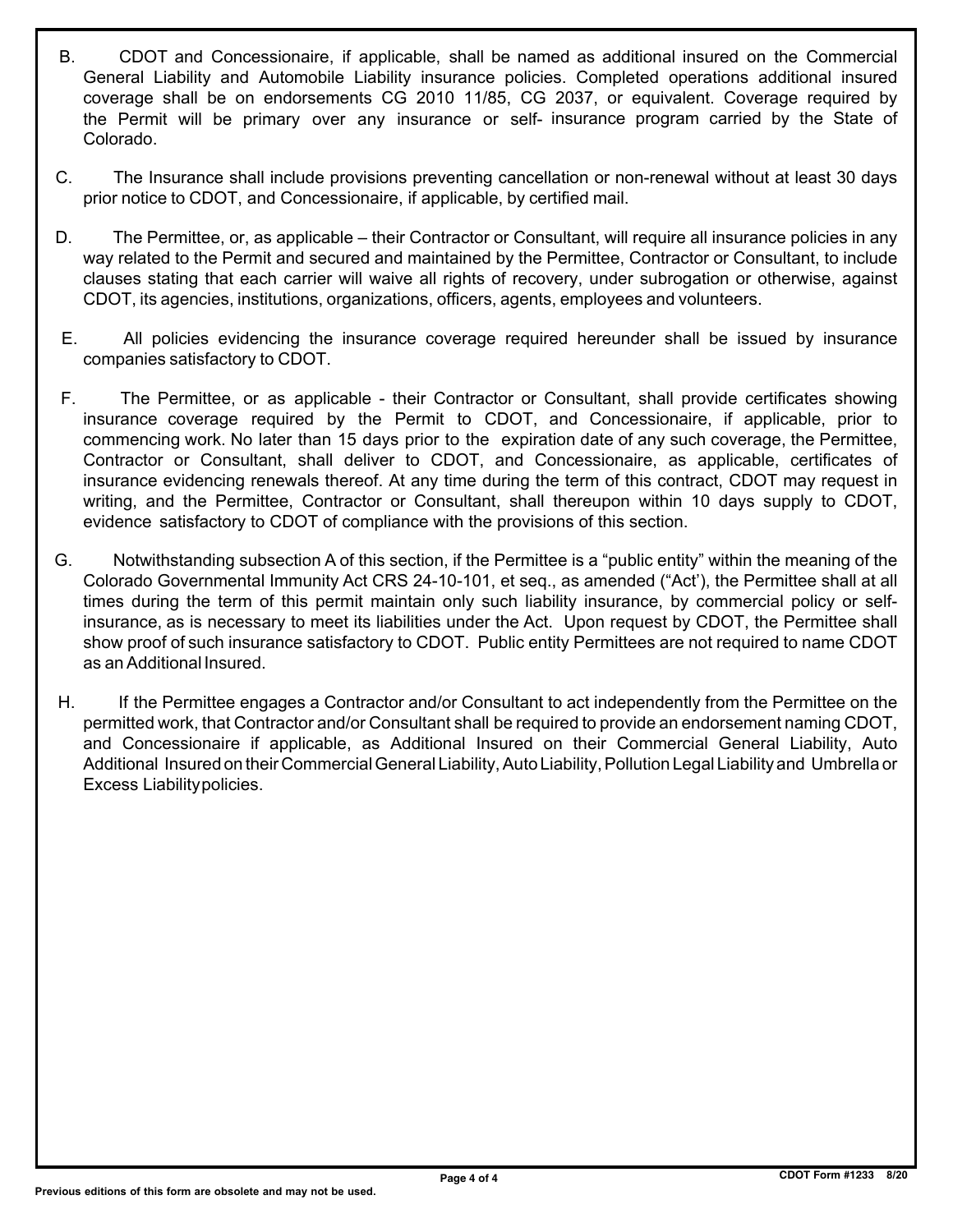B. CDOT and Concessionaire, if applicable, shall be named as additional insured on the Commercial General Liability and Automobile Liability insurance policies. Completed operations additional insured coverage shall be on endorsements CG 2010 11/85, CG 2037, or equivalent. Coverage required by the Permit will be primary over any insurance or self- insurance program carried by the State of Colorado.

C. The Insurance shall include provisions preventing cancellation or non-renewal without at least 30 days prior notice to CDOT, and Concessionaire, if applicable, by certified mail.

D. The Permittee, or, as applicable – their Contractor or Consultant, will require all insurance policies in any way related to the Permit and secured and maintained by the Permittee, Contractor or Consultant, to include clauses stating that each carrier will waive all rights of recovery, under subrogation or otherwise, against CDOT, its agencies, institutions, organizations, officers, agents, employees and volunteers.

E. All policies evidencing the insurance coverage required hereunder shall be issued by insurance companies satisfactory to CDOT.

F. The Permittee, or as applicable - their Contractor or Consultant, shall provide certificates showing insurance coverage required by the Permit to CDOT, and Concessionaire, if applicable, prior to commencing work. No later than 15 days prior to the expiration date of any such coverage, the Permittee, Contractor or Consultant, shall deliver to CDOT, and Concessionaire, as applicable, certificates of insurance evidencing renewals thereof. At any time during the term of this contract, CDOT may request in writing, and the Permittee, Contractor or Consultant, shall thereupon within 10 days supply to CDOT, evidence satisfactory to CDOT of compliance with the provisions of this section.

G. Notwithstanding subsection A of this section, if the Permittee is a "public entity" within the meaning of the Colorado Governmental Immunity Act CRS 24-10-101, et seq., as amended ("Act'), the Permittee shall at all times during the term of this permit maintain only such liability insurance, by commercial policy or self-insurance, as is necessary to meet its liabilities under the Act. Upon request by CDOT, the Permittee shall show proof of such insurance satisfactory to CDOT. Public entity Permittees are not required to name CDOT as an Additional Insured.

H. If the Permittee engages a Contractor and/or Consultant to act independently from the Permittee on the permitted work, that Contractor and/or Consultant shall be required to provide an endorsement naming CDOT, and Concessionaire if applicable, as Additional Insured on their Commercial General Liability, Auto Additional Insured on their Commercial General Liability, Auto Liability, Pollution Legal Liability and Umbrella or Excess Liability policies.

CDOT Form #1233 8/20

Previous editions of this form are obsolete and may not be used.